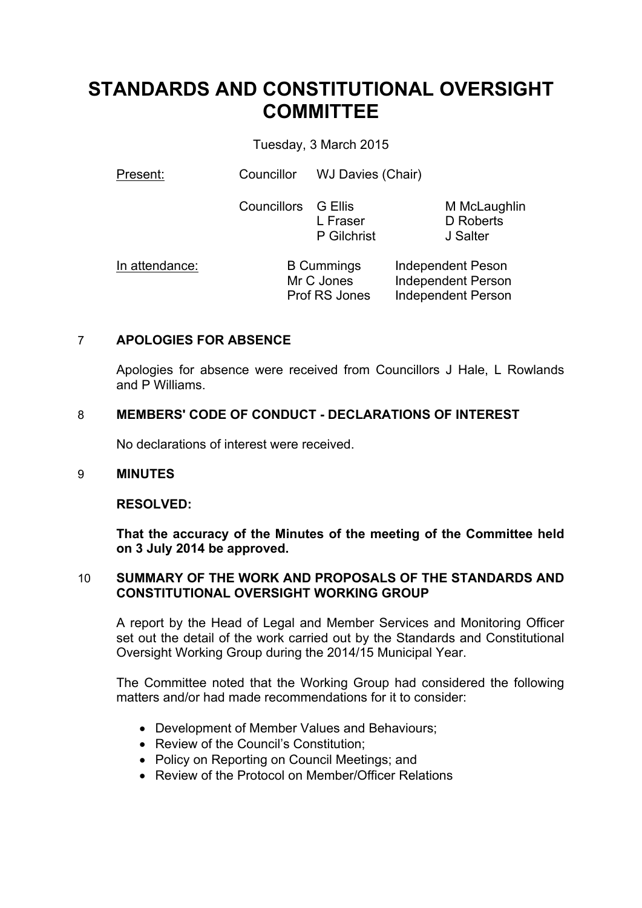# STANDARDS AND CONSTITUTIONAL OVERSIGHT COMMITTEE

Tuesday, 3 March 2015

| Present: | Councillor | WJ Davies (Chair) | |
|---|---|---|---|
| | Councillors | G Ellis | M McLaughlin |
| | | L Fraser | D Roberts |
| | | P Gilchrist | J Salter |

| In attendance: | B Cummings | Independent Peson |
|---|---|---|
| | Mr C Jones | Independent Person |
| | Prof RS Jones | Independent Person |

## 7 APOLOGIES FOR ABSENCE

Apologies for absence were received from Councillors J Hale, L Rowlands and P Williams.

## 8 MEMBERS' CODE OF CONDUCT - DECLARATIONS OF INTEREST

No declarations of interest were received.

## 9 MINUTES

**RESOLVED:**

**That the accuracy of the Minutes of the meeting of the Committee held on 3 July 2014 be approved.**

## 10 SUMMARY OF THE WORK AND PROPOSALS OF THE STANDARDS AND CONSTITUTIONAL OVERSIGHT WORKING GROUP

A report by the Head of Legal and Member Services and Monitoring Officer set out the detail of the work carried out by the Standards and Constitutional Oversight Working Group during the 2014/15 Municipal Year.

The Committee noted that the Working Group had considered the following matters and/or had made recommendations for it to consider:

- Development of Member Values and Behaviours;
- Review of the Council's Constitution;
- Policy on Reporting on Council Meetings; and
- Review of the Protocol on Member/Officer Relations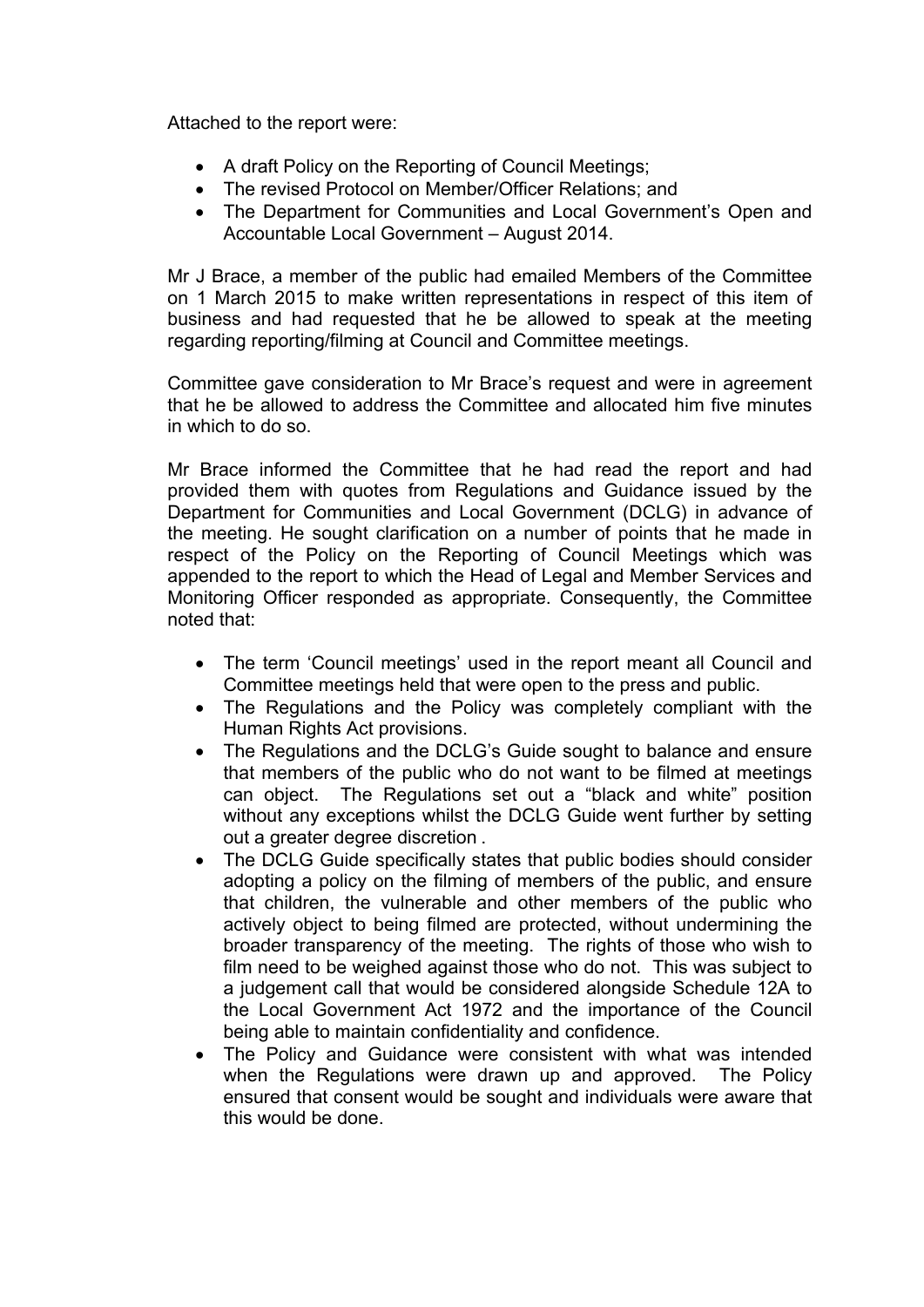Attached to the report were:

- A draft Policy on the Reporting of Council Meetings;
- The revised Protocol on Member/Officer Relations; and
- The Department for Communities and Local Government's Open and Accountable Local Government – August 2014.

Mr J Brace, a member of the public had emailed Members of the Committee on 1 March 2015 to make written representations in respect of this item of business and had requested that he be allowed to speak at the meeting regarding reporting/filming at Council and Committee meetings.

Committee gave consideration to Mr Brace's request and were in agreement that he be allowed to address the Committee and allocated him five minutes in which to do so.

Mr Brace informed the Committee that he had read the report and had provided them with quotes from Regulations and Guidance issued by the Department for Communities and Local Government (DCLG) in advance of the meeting. He sought clarification on a number of points that he made in respect of the Policy on the Reporting of Council Meetings which was appended to the report to which the Head of Legal and Member Services and Monitoring Officer responded as appropriate. Consequently, the Committee noted that:

- The term 'Council meetings' used in the report meant all Council and Committee meetings held that were open to the press and public.
- The Regulations and the Policy was completely compliant with the Human Rights Act provisions.
- The Regulations and the DCLG's Guide sought to balance and ensure that members of the public who do not want to be filmed at meetings can object. The Regulations set out a "black and white" position without any exceptions whilst the DCLG Guide went further by setting out a greater degree discretion .
- The DCLG Guide specifically states that public bodies should consider adopting a policy on the filming of members of the public, and ensure that children, the vulnerable and other members of the public who actively object to being filmed are protected, without undermining the broader transparency of the meeting. The rights of those who wish to film need to be weighed against those who do not. This was subject to a judgement call that would be considered alongside Schedule 12A to the Local Government Act 1972 and the importance of the Council being able to maintain confidentiality and confidence.
- The Policy and Guidance were consistent with what was intended when the Regulations were drawn up and approved. The Policy ensured that consent would be sought and individuals were aware that this would be done.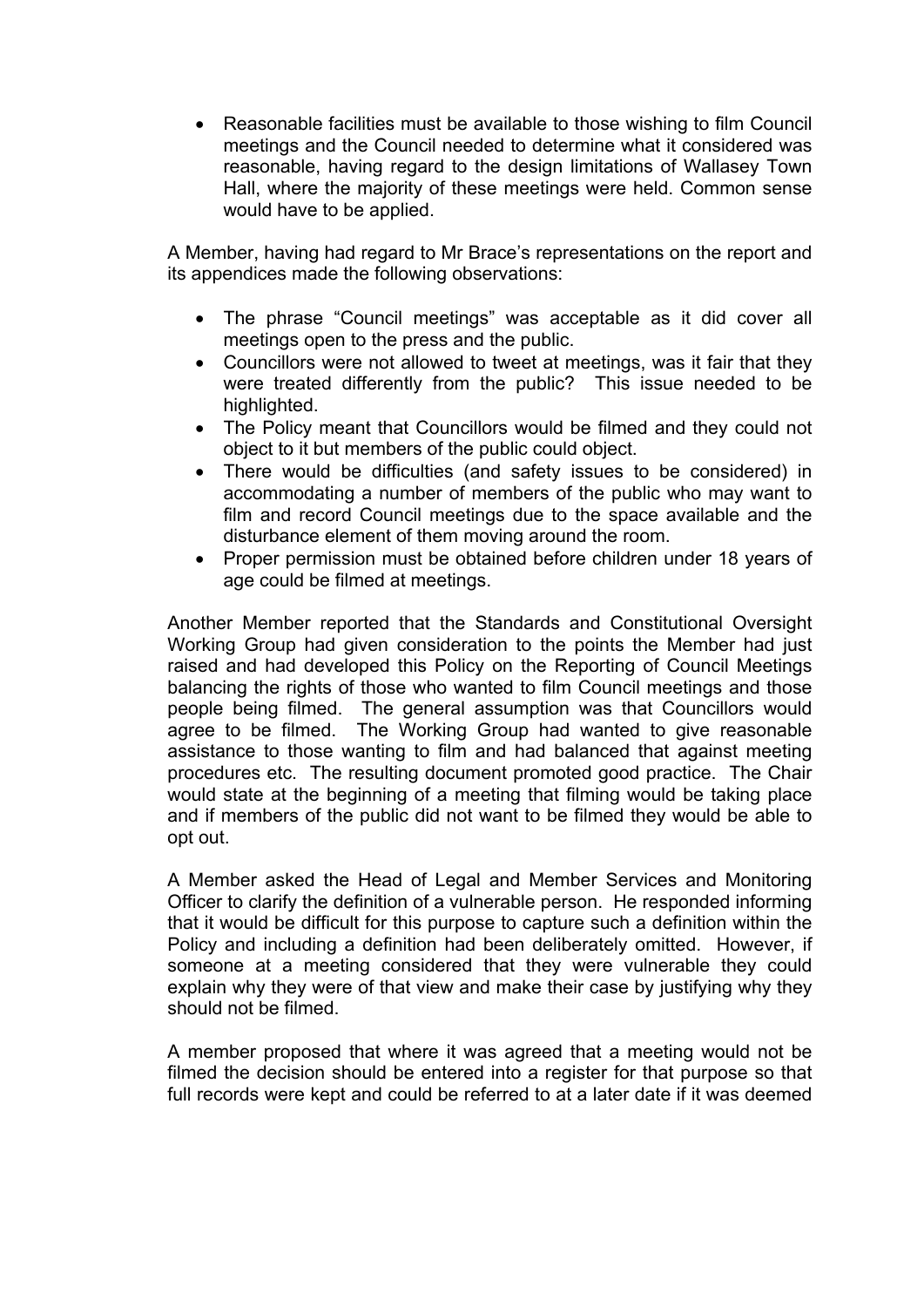- Reasonable facilities must be available to those wishing to film Council meetings and the Council needed to determine what it considered was reasonable, having regard to the design limitations of Wallasey Town Hall, where the majority of these meetings were held. Common sense would have to be applied.

A Member, having had regard to Mr Brace's representations on the report and its appendices made the following observations:

- The phrase "Council meetings" was acceptable as it did cover all meetings open to the press and the public.
- Councillors were not allowed to tweet at meetings, was it fair that they were treated differently from the public? This issue needed to be highlighted.
- The Policy meant that Councillors would be filmed and they could not object to it but members of the public could object.
- There would be difficulties (and safety issues to be considered) in accommodating a number of members of the public who may want to film and record Council meetings due to the space available and the disturbance element of them moving around the room.
- Proper permission must be obtained before children under 18 years of age could be filmed at meetings.

Another Member reported that the Standards and Constitutional Oversight Working Group had given consideration to the points the Member had just raised and had developed this Policy on the Reporting of Council Meetings balancing the rights of those who wanted to film Council meetings and those people being filmed. The general assumption was that Councillors would agree to be filmed. The Working Group had wanted to give reasonable assistance to those wanting to film and had balanced that against meeting procedures etc. The resulting document promoted good practice. The Chair would state at the beginning of a meeting that filming would be taking place and if members of the public did not want to be filmed they would be able to opt out.

A Member asked the Head of Legal and Member Services and Monitoring Officer to clarify the definition of a vulnerable person. He responded informing that it would be difficult for this purpose to capture such a definition within the Policy and including a definition had been deliberately omitted. However, if someone at a meeting considered that they were vulnerable they could explain why they were of that view and make their case by justifying why they should not be filmed.

A member proposed that where it was agreed that a meeting would not be filmed the decision should be entered into a register for that purpose so that full records were kept and could be referred to at a later date if it was deemed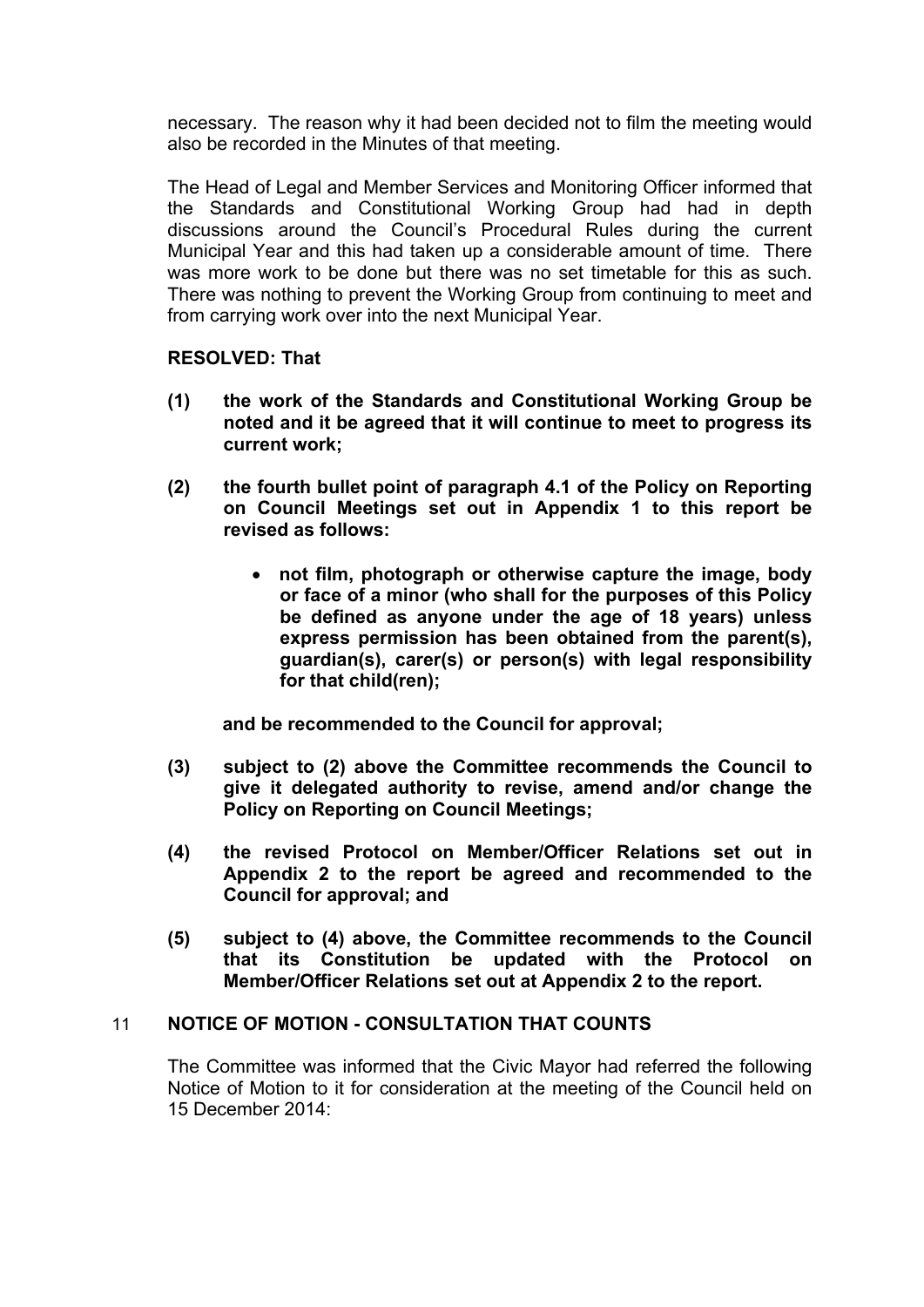necessary. The reason why it had been decided not to film the meeting would also be recorded in the Minutes of that meeting.

The Head of Legal and Member Services and Monitoring Officer informed that the Standards and Constitutional Working Group had had in depth discussions around the Council's Procedural Rules during the current Municipal Year and this had taken up a considerable amount of time. There was more work to be done but there was no set timetable for this as such. There was nothing to prevent the Working Group from continuing to meet and from carrying work over into the next Municipal Year.

**RESOLVED: That**

**(1) the work of the Standards and Constitutional Working Group be noted and it be agreed that it will continue to meet to progress its current work;**

**(2) the fourth bullet point of paragraph 4.1 of the Policy on Reporting on Council Meetings set out in Appendix 1 to this report be revised as follows:**

- **not film, photograph or otherwise capture the image, body or face of a minor (who shall for the purposes of this Policy be defined as anyone under the age of 18 years) unless express permission has been obtained from the parent(s), guardian(s), carer(s) or person(s) with legal responsibility for that child(ren);**

**and be recommended to the Council for approval;**

**(3) subject to (2) above the Committee recommends the Council to give it delegated authority to revise, amend and/or change the Policy on Reporting on Council Meetings;**

**(4) the revised Protocol on Member/Officer Relations set out in Appendix 2 to the report be agreed and recommended to the Council for approval; and**

**(5) subject to (4) above, the Committee recommends to the Council that its Constitution be updated with the Protocol on Member/Officer Relations set out at Appendix 2 to the report.**

## 11 NOTICE OF MOTION - CONSULTATION THAT COUNTS

The Committee was informed that the Civic Mayor had referred the following Notice of Motion to it for consideration at the meeting of the Council held on 15 December 2014: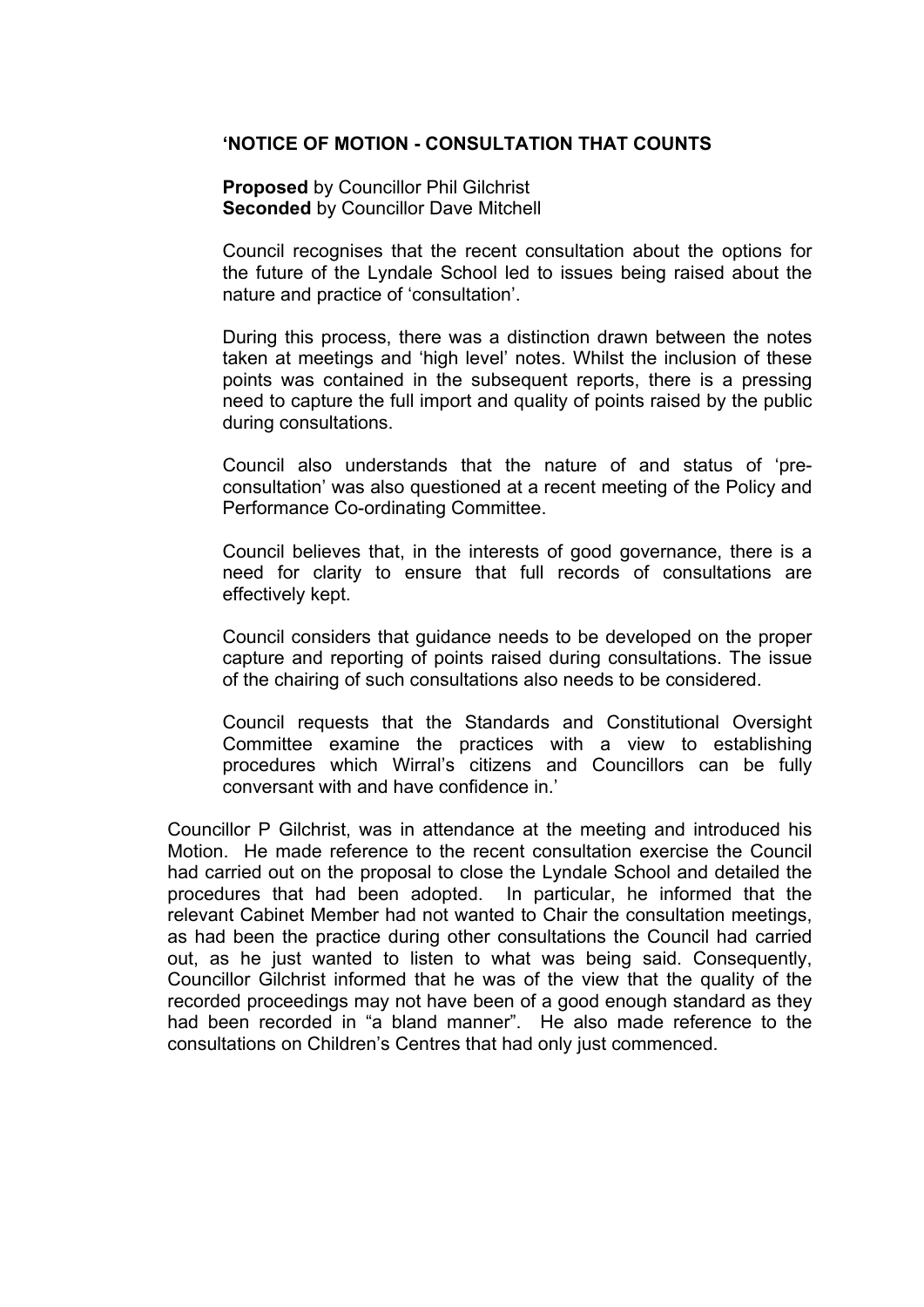**'NOTICE OF MOTION - CONSULTATION THAT COUNTS**

**Proposed** by Councillor Phil Gilchrist
**Seconded** by Councillor Dave Mitchell

Council recognises that the recent consultation about the options for the future of the Lyndale School led to issues being raised about the nature and practice of 'consultation'.

During this process, there was a distinction drawn between the notes taken at meetings and 'high level' notes. Whilst the inclusion of these points was contained in the subsequent reports, there is a pressing need to capture the full import and quality of points raised by the public during consultations.

Council also understands that the nature of and status of 'pre-consultation' was also questioned at a recent meeting of the Policy and Performance Co-ordinating Committee.

Council believes that, in the interests of good governance, there is a need for clarity to ensure that full records of consultations are effectively kept.

Council considers that guidance needs to be developed on the proper capture and reporting of points raised during consultations. The issue of the chairing of such consultations also needs to be considered.

Council requests that the Standards and Constitutional Oversight Committee examine the practices with a view to establishing procedures which Wirral's citizens and Councillors can be fully conversant with and have confidence in.'

Councillor P Gilchrist, was in attendance at the meeting and introduced his Motion. He made reference to the recent consultation exercise the Council had carried out on the proposal to close the Lyndale School and detailed the procedures that had been adopted. In particular, he informed that the relevant Cabinet Member had not wanted to Chair the consultation meetings, as had been the practice during other consultations the Council had carried out, as he just wanted to listen to what was being said. Consequently, Councillor Gilchrist informed that he was of the view that the quality of the recorded proceedings may not have been of a good enough standard as they had been recorded in "a bland manner". He also made reference to the consultations on Children's Centres that had only just commenced.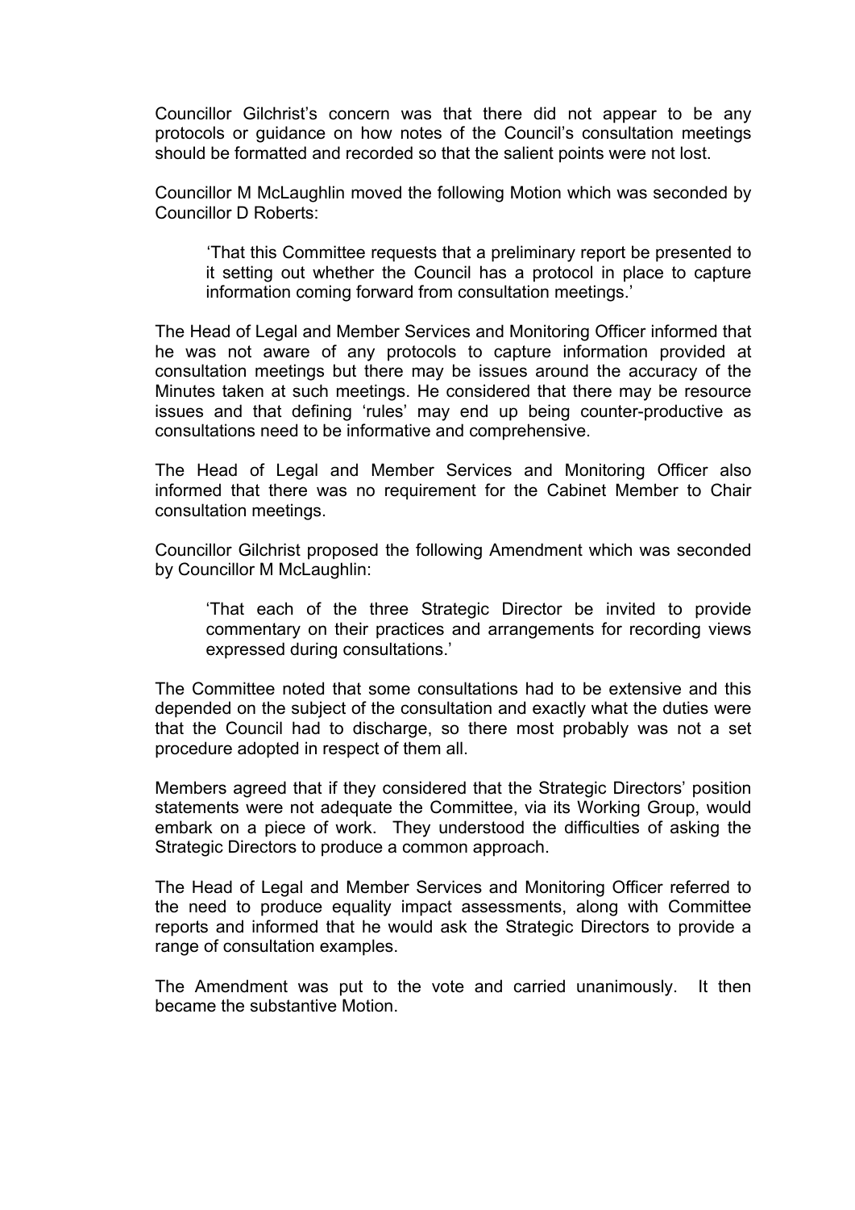Councillor Gilchrist's concern was that there did not appear to be any protocols or guidance on how notes of the Council's consultation meetings should be formatted and recorded so that the salient points were not lost.

Councillor M McLaughlin moved the following Motion which was seconded by Councillor D Roberts:

> 'That this Committee requests that a preliminary report be presented to it setting out whether the Council has a protocol in place to capture information coming forward from consultation meetings.'

The Head of Legal and Member Services and Monitoring Officer informed that he was not aware of any protocols to capture information provided at consultation meetings but there may be issues around the accuracy of the Minutes taken at such meetings. He considered that there may be resource issues and that defining 'rules' may end up being counter-productive as consultations need to be informative and comprehensive.

The Head of Legal and Member Services and Monitoring Officer also informed that there was no requirement for the Cabinet Member to Chair consultation meetings.

Councillor Gilchrist proposed the following Amendment which was seconded by Councillor M McLaughlin:

> 'That each of the three Strategic Director be invited to provide commentary on their practices and arrangements for recording views expressed during consultations.'

The Committee noted that some consultations had to be extensive and this depended on the subject of the consultation and exactly what the duties were that the Council had to discharge, so there most probably was not a set procedure adopted in respect of them all.

Members agreed that if they considered that the Strategic Directors' position statements were not adequate the Committee, via its Working Group, would embark on a piece of work. They understood the difficulties of asking the Strategic Directors to produce a common approach.

The Head of Legal and Member Services and Monitoring Officer referred to the need to produce equality impact assessments, along with Committee reports and informed that he would ask the Strategic Directors to provide a range of consultation examples.

The Amendment was put to the vote and carried unanimously. It then became the substantive Motion.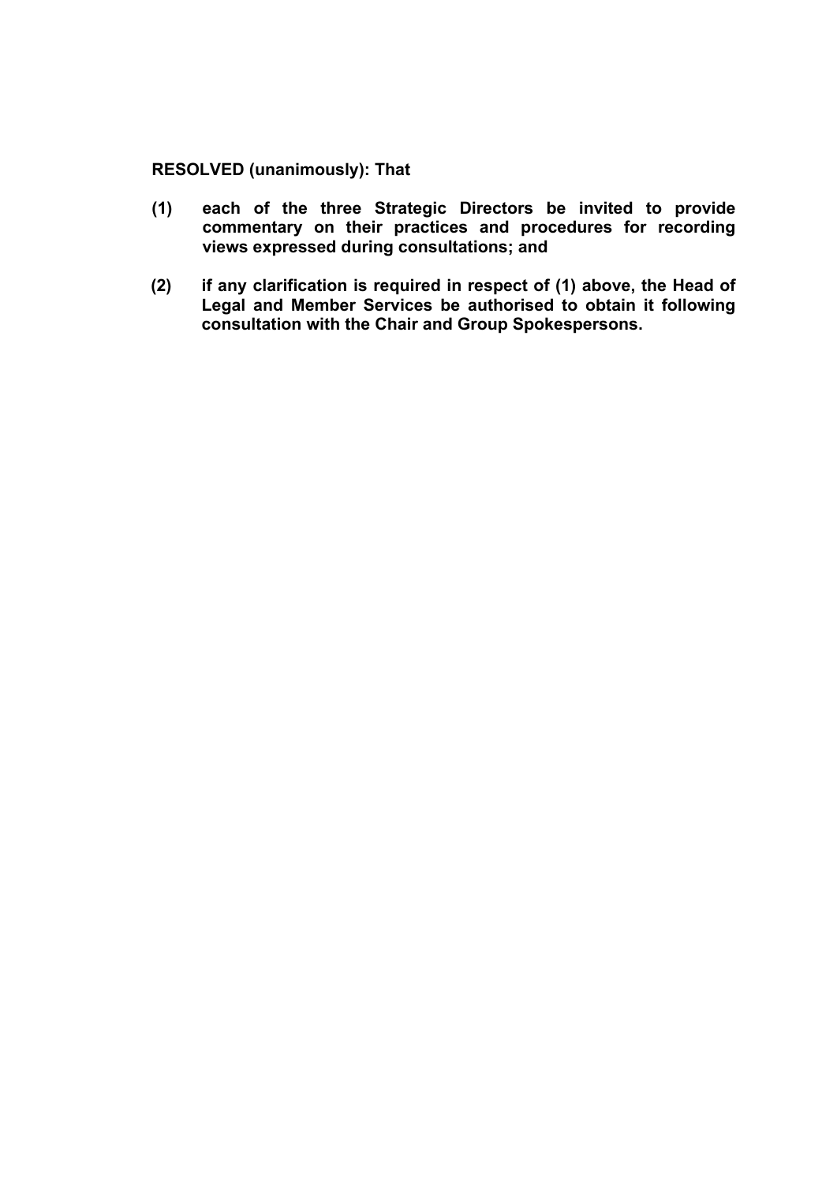**RESOLVED (unanimously): That**

**(1) each of the three Strategic Directors be invited to provide commentary on their practices and procedures for recording views expressed during consultations; and**

**(2) if any clarification is required in respect of (1) above, the Head of Legal and Member Services be authorised to obtain it following consultation with the Chair and Group Spokespersons.**